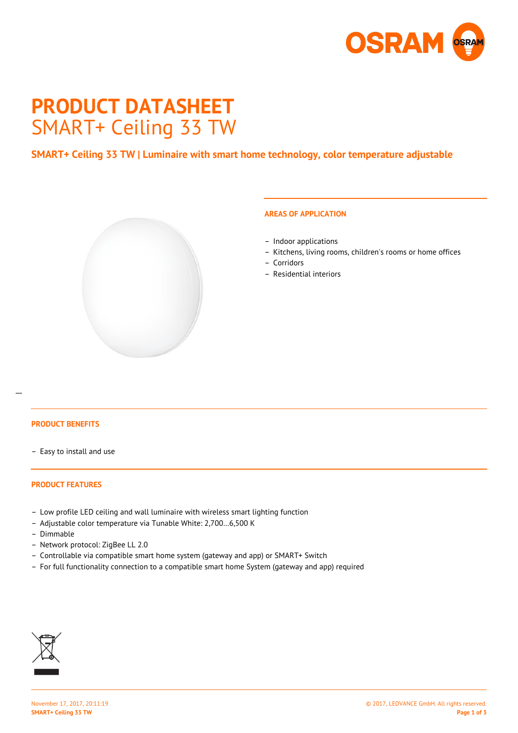# PRODUCT DATASHEET

## SMART+ Ceiling 33 TW

**SMART+ Ceiling 33 TW | Luminaire with smart home technology, color temperature adjustable**

### AREAS OF APPLICATION

- Indoor applications
- Kitchens, living rooms, children's rooms or home offices
- Corridors
- Residential interiors

### PRODUCT BENEFITS

- Easy to install and use

### PRODUCT FEATURES

- Low profile LED ceiling and wall luminaire with wireless smart lighting function
- Adjustable color temperature via Tunable White: 2,700…6,500 K
- Dimmable
- Network protocol: ZigBee LL 2.0
- Controllable via compatible smart home system (gateway and app) or SMART+ Switch
- For full functionality connection to a compatible smart home System (gateway and app) required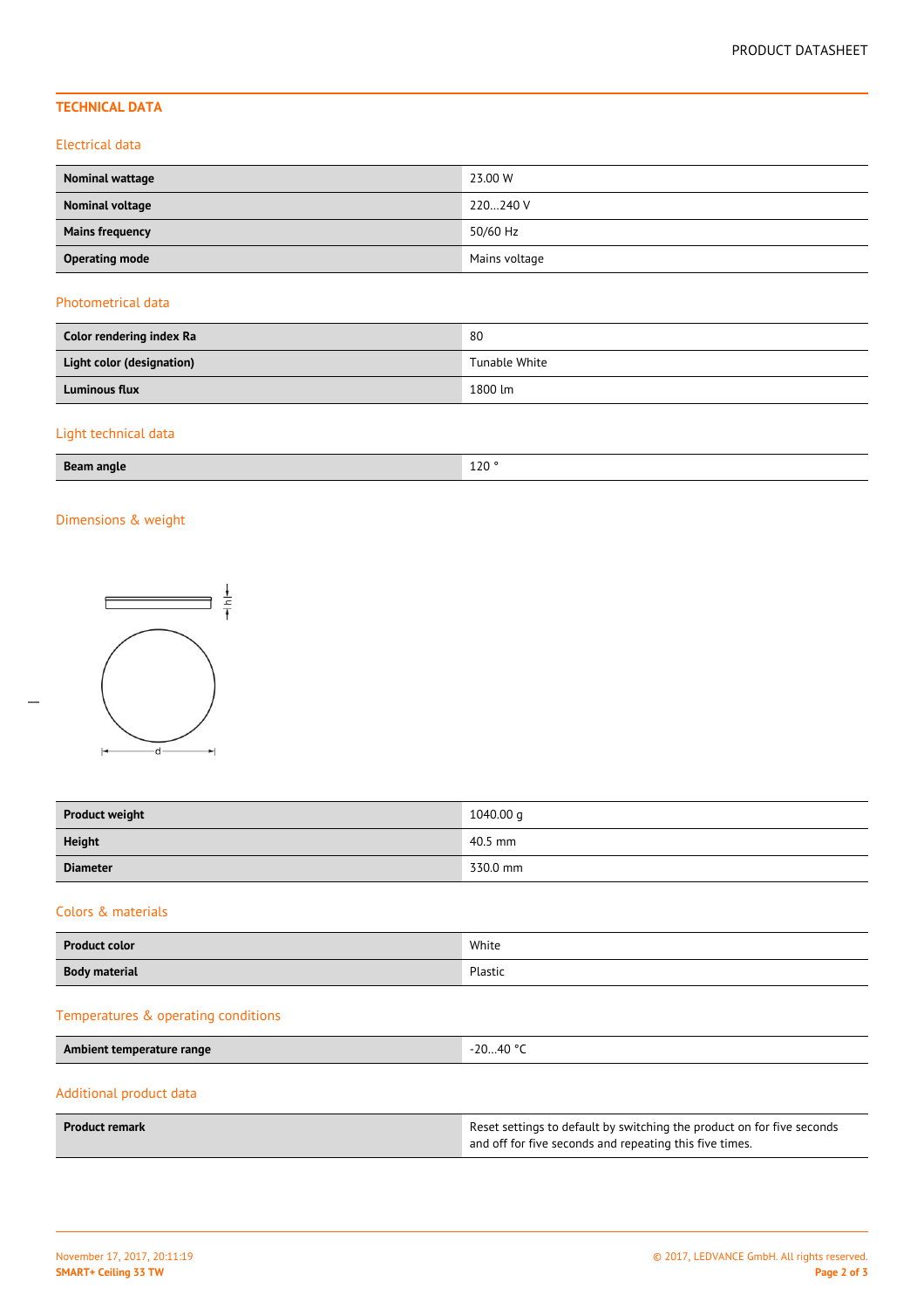## TECHNICAL DATA

### Electrical data

| | |
|---|---|
| **Nominal wattage** | 23.00 W |
| **Nominal voltage** | 220…240 V |
| **Mains frequency** | 50/60 Hz |
| **Operating mode** | Mains voltage |

### Photometrical data

| | |
|---|---|
| **Color rendering index Ra** | 80 |
| **Light color (designation)** | Tunable White |
| **Luminous flux** | 1800 lm |

### Light technical data

| | |
|---|---|
| **Beam angle** | 120 ° |

### Dimensions & weight

| | |
|---|---|
| **Product weight** | 1040.00 g |
| **Height** | 40.5 mm |
| **Diameter** | 330.0 mm |

### Colors & materials

| | |
|---|---|
| **Product color** | White |
| **Body material** | Plastic |

### Temperatures & operating conditions

| | |
|---|---|
| **Ambient temperature range** | -20…40 °C |

### Additional product data

| | |
|---|---|
| **Product remark** | Reset settings to default by switching the product on for five seconds and off for five seconds and repeating this five times. |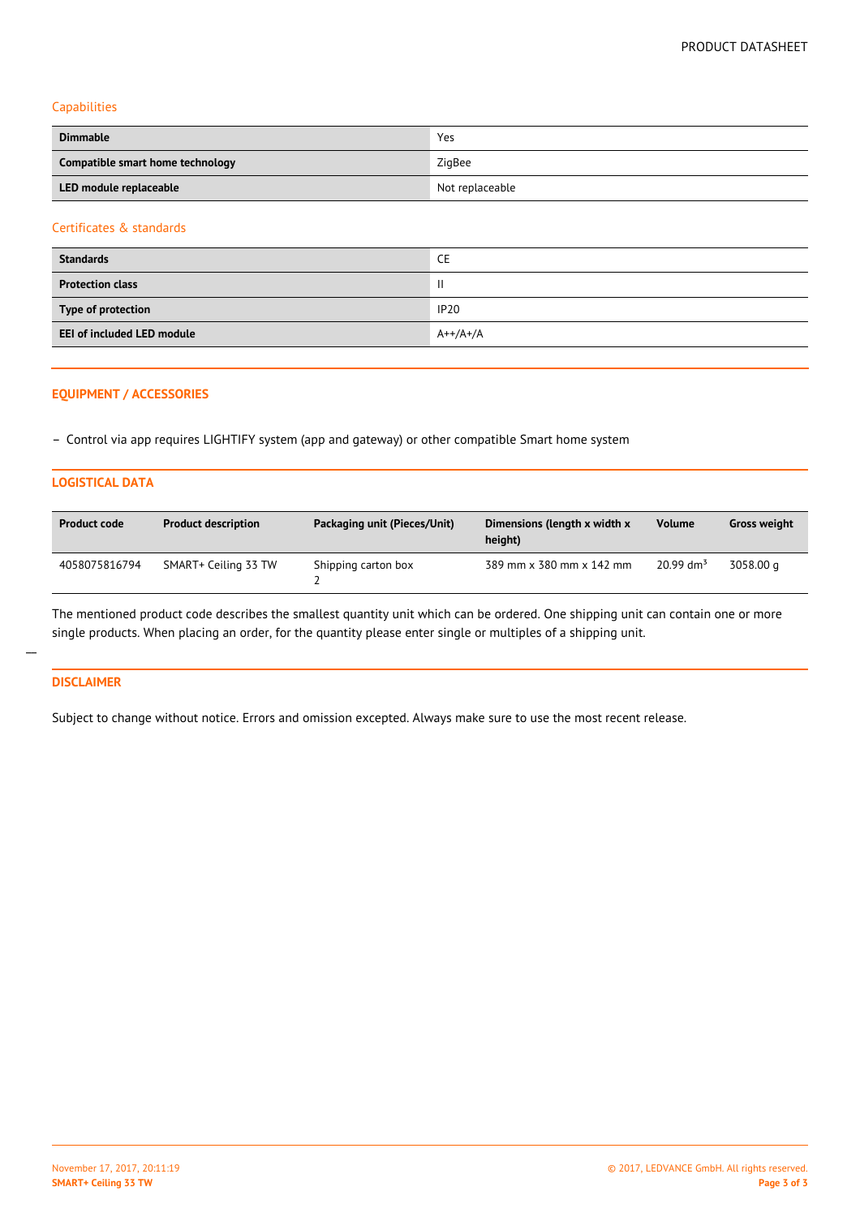### Capabilities

| | |
|---|---|
| **Dimmable** | Yes |
| **Compatible smart home technology** | ZigBee |
| **LED module replaceable** | Not replaceable |

### Certificates & standards

| | |
|---|---|
| **Standards** | CE |
| **Protection class** | II |
| **Type of protection** | IP20 |
| **EEI of included LED module** | A++/A+/A |

## EQUIPMENT / ACCESSORIES

- Control via app requires LIGHTIFY system (app and gateway) or other compatible Smart home system

## LOGISTICAL DATA

| Product code | Product description | Packaging unit (Pieces/Unit) | Dimensions (length x width x height) | Volume | Gross weight |
|---|---|---|---|---|---|
| 4058075816794 | SMART+ Ceiling 33 TW | Shipping carton box 2 | 389 mm x 380 mm x 142 mm | 20.99 $dm^3$ | 3058.00 g |

The mentioned product code describes the smallest quantity unit which can be ordered. One shipping unit can contain one or more single products. When placing an order, for the quantity please enter single or multiples of a shipping unit.

## DISCLAIMER

Subject to change without notice. Errors and omission excepted. Always make sure to use the most recent release.